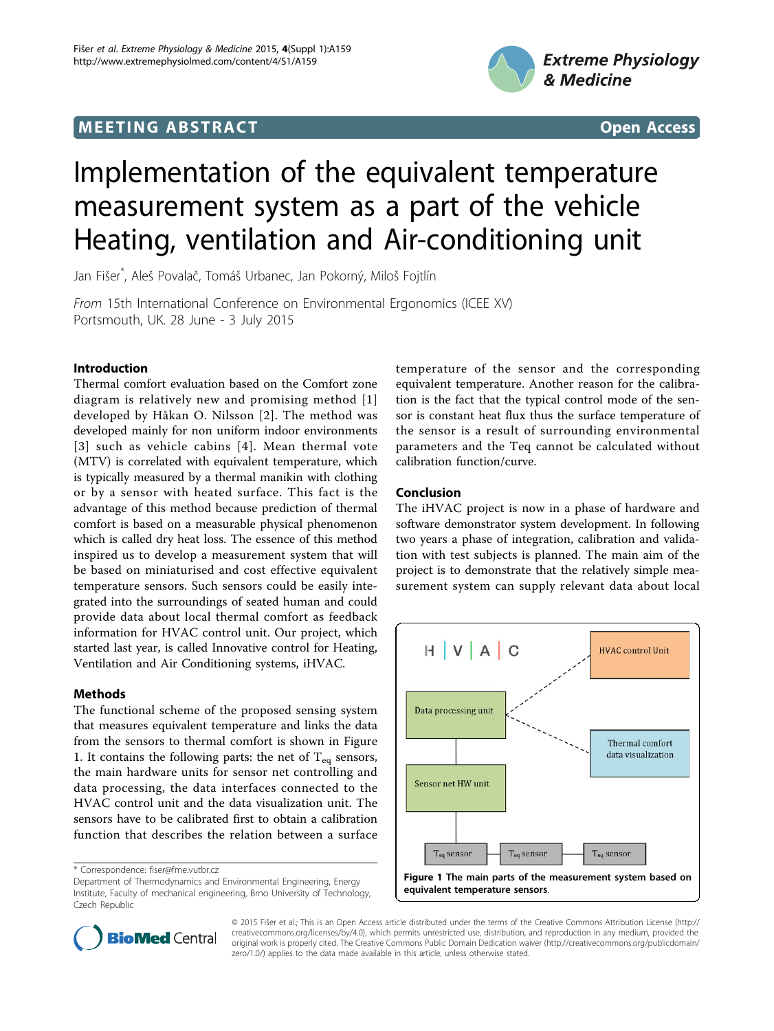MEETING ABSTRACT Open Access

# Implementation of the equivalent temperature measurement system as a part of the vehicle Heating, ventilation and Air-conditioning unit

Jan Fišer*, Aleš Povalač, Tomáš Urbanec, Jan Pokorný, Miloš Fojtlín

*From* 15th International Conference on Environmental Ergonomics (ICEE XV)
Portsmouth, UK. 28 June - 3 July 2015

## Introduction

Thermal comfort evaluation based on the Comfort zone diagram is relatively new and promising method [1] developed by Håkan O. Nilsson [2]. The method was developed mainly for non uniform indoor environments [3] such as vehicle cabins [4]. Mean thermal vote (MTV) is correlated with equivalent temperature, which is typically measured by a thermal manikin with clothing or by a sensor with heated surface. This fact is the advantage of this method because prediction of thermal comfort is based on a measurable physical phenomenon which is called dry heat loss. The essence of this method inspired us to develop a measurement system that will be based on miniaturised and cost effective equivalent temperature sensors. Such sensors could be easily integrated into the surroundings of seated human and could provide data about local thermal comfort as feedback information for HVAC control unit. Our project, which started last year, is called Innovative control for Heating, Ventilation and Air Conditioning systems, iHVAC.

## Methods

The functional scheme of the proposed sensing system that measures equivalent temperature and links the data from the sensors to thermal comfort is shown in Figure 1. It contains the following parts: the net of $T_{eq}$ sensors, the main hardware units for sensor net controlling and data processing, the data interfaces connected to the HVAC control unit and the data visualization unit. The sensors have to be calibrated first to obtain a calibration function that describes the relation between a surface temperature of the sensor and the corresponding equivalent temperature. Another reason for the calibration is the fact that the typical control mode of the sensor is constant heat flux thus the surface temperature of the sensor is a result of surrounding environmental parameters and the Teq cannot be calculated without calibration function/curve.

## Conclusion

The iHVAC project is now in a phase of hardware and software demonstrator system development. In following two years a phase of integration, calibration and validation with test subjects is planned. The main aim of the project is to demonstrate that the relatively simple measurement system can supply relevant data about local

**Figure 1 The main parts of the measurement system based on equivalent temperature sensors.**

\* Correspondence: fiser@fme.vutbr.cz
Department of Thermodynamics and Environmental Engineering, Energy Institute, Faculty of mechanical engineering, Brno University of Technology, Czech Republic

© 2015 Fišer et al.; This is an Open Access article distributed under the terms of the Creative Commons Attribution License (http://creativecommons.org/licenses/by/4.0), which permits unrestricted use, distribution, and reproduction in any medium, provided the original work is properly cited. The Creative Commons Public Domain Dedication waiver (http://creativecommons.org/publicdomain/zero/1.0/) applies to the data made available in this article, unless otherwise stated.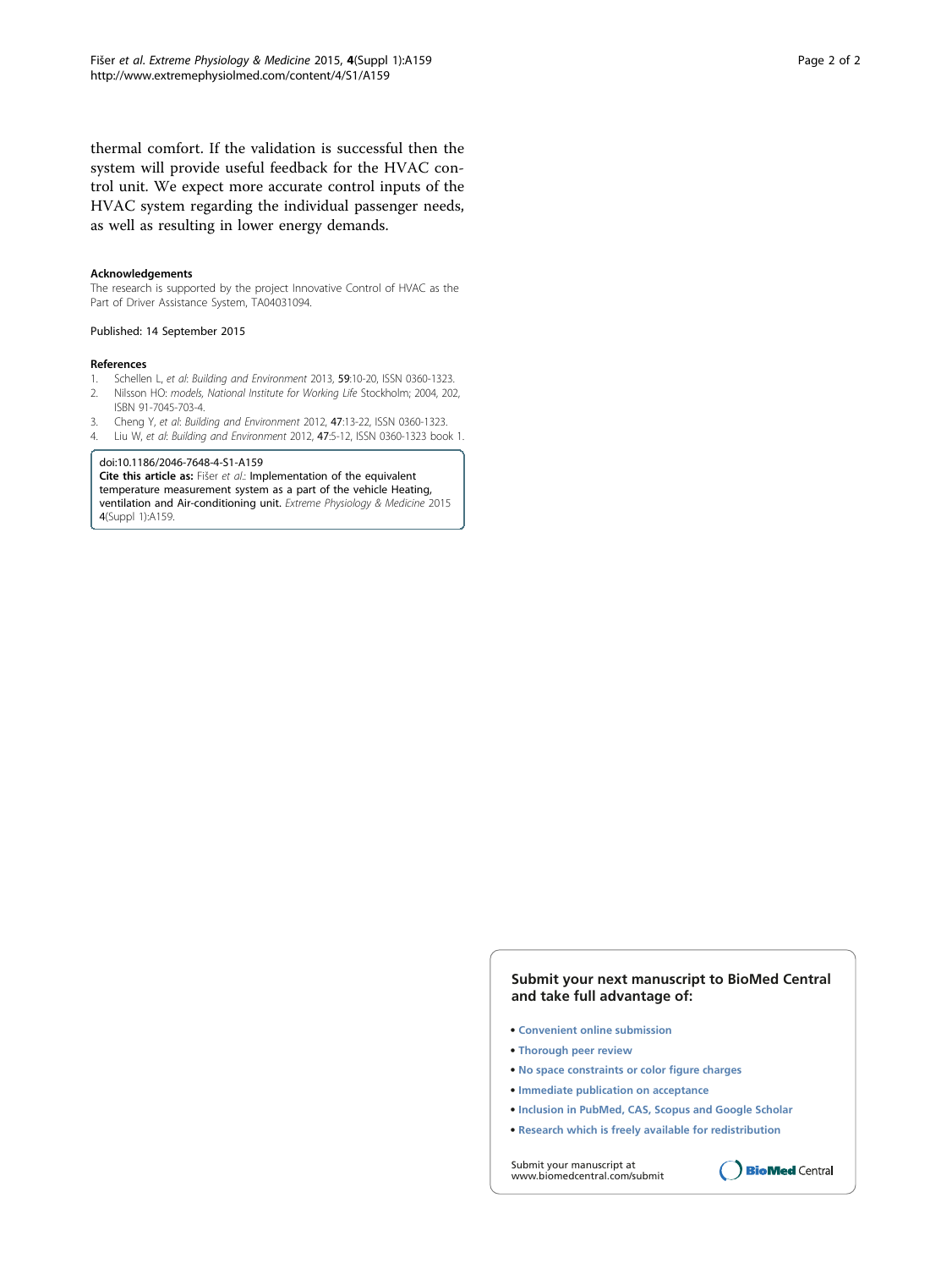thermal comfort. If the validation is successful then the system will provide useful feedback for the HVAC control unit. We expect more accurate control inputs of the HVAC system regarding the individual passenger needs, as well as resulting in lower energy demands.

#### Acknowledgements

The research is supported by the project Innovative Control of HVAC as the Part of Driver Assistance System, TA04031094.

Published: 14 September 2015

#### References

1. Schellen L, *et al*: *Building and Environment* 2013, **59**:10-20, ISSN 0360-1323.
2. Nilsson HO: *models, National Institute for Working Life* Stockholm; 2004, 202, ISBN 91-7045-703-4.
3. Cheng Y, *et al*: *Building and Environment* 2012, **47**:13-22, ISSN 0360-1323.
4. Liu W, *et al*: *Building and Environment* 2012, **47**:5-12, ISSN 0360-1323 book 1.

doi:10.1186/2046-7648-4-S1-A159
**Cite this article as:** Fišer *et al.*: Implementation of the equivalent temperature measurement system as a part of the vehicle Heating, ventilation and Air-conditioning unit. *Extreme Physiology & Medicine* 2015 **4**(Suppl 1):A159.

**Submit your next manuscript to BioMed Central and take full advantage of:**

- **Convenient online submission**
- **Thorough peer review**
- **No space constraints or color figure charges**
- **Immediate publication on acceptance**
- **Inclusion in PubMed, CAS, Scopus and Google Scholar**
- **Research which is freely available for redistribution**

Submit your manuscript at
www.biomedcentral.com/submit

BioMed Central